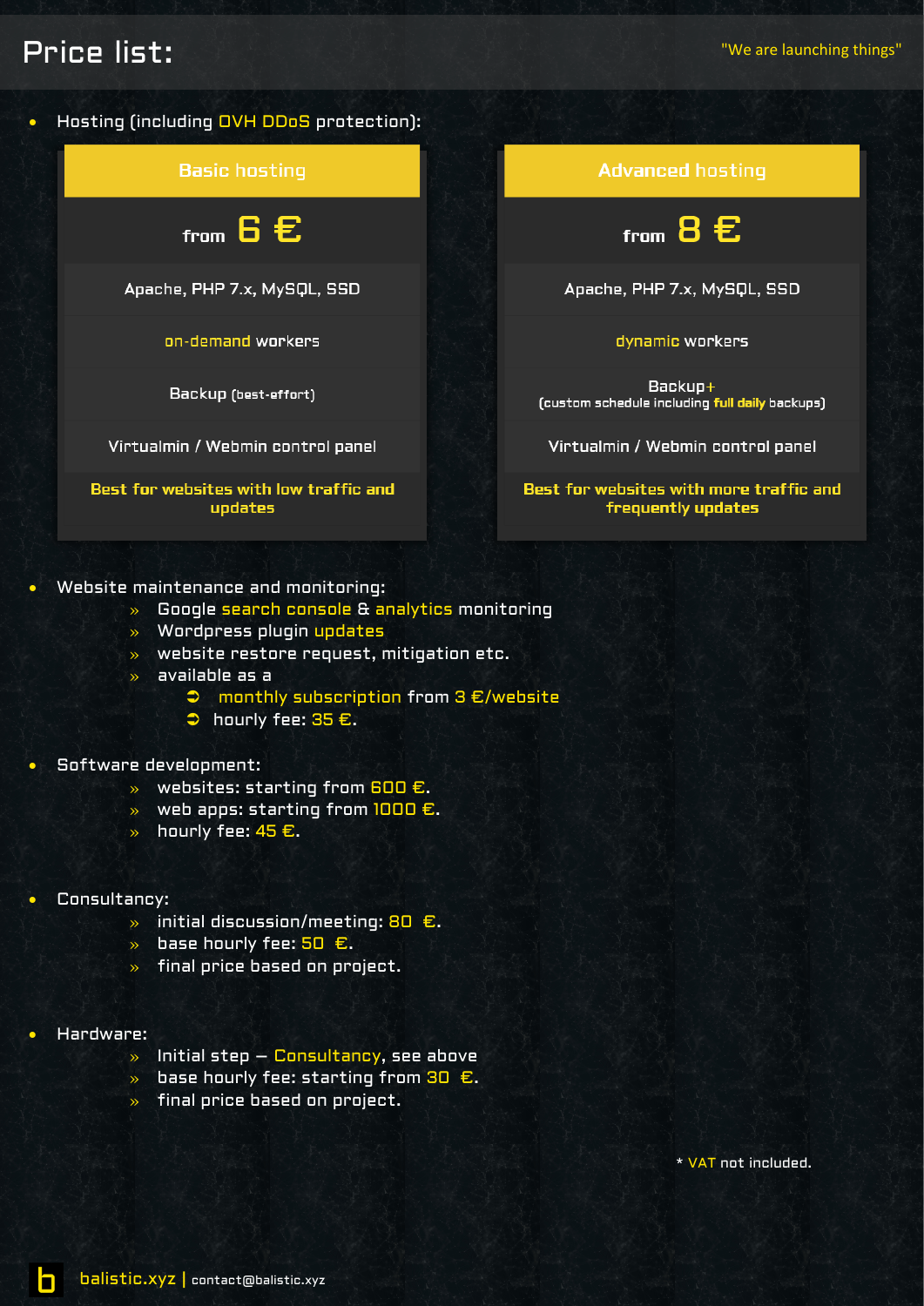# Price list:

"We are launching things"

- Hosting (including OVH DDoS protection):

| Basic hosting | Advanced hosting |
| --- | --- |
| from **6 €** | from **8 €** |
| Apache, PHP 7.x, MySQL, SSD | Apache, PHP 7.x, MySQL, SSD |
| on-demand workers | dynamic workers |
| Backup (best-effort) | Backup+ (custom schedule including **full daily** backups) |
| Virtualmin / Webmin control panel | Virtualmin / Webmin control panel |
| **Best for websites with low traffic and updates** | **Best for websites with more traffic and frequently updates** |

- Website maintenance and monitoring:
  - Google search console & analytics monitoring
  - Wordpress plugin updates
  - website restore request, mitigation etc.
  - available as a
    - monthly subscription from 3 €/website
    - hourly fee: 35 €.

- Software development:
  - websites: starting from 600 €.
  - web apps: starting from 1000 €.
  - hourly fee: 45 €.

- Consultancy:
  - initial discussion/meeting: 80 €.
  - base hourly fee: 50 €.
  - final price based on project.

- Hardware:
  - Initial step – Consultancy, see above
  - base hourly fee: starting from 30 €.
  - final price based on project.

* VAT not included.

balistic.xyz | contact@balistic.xyz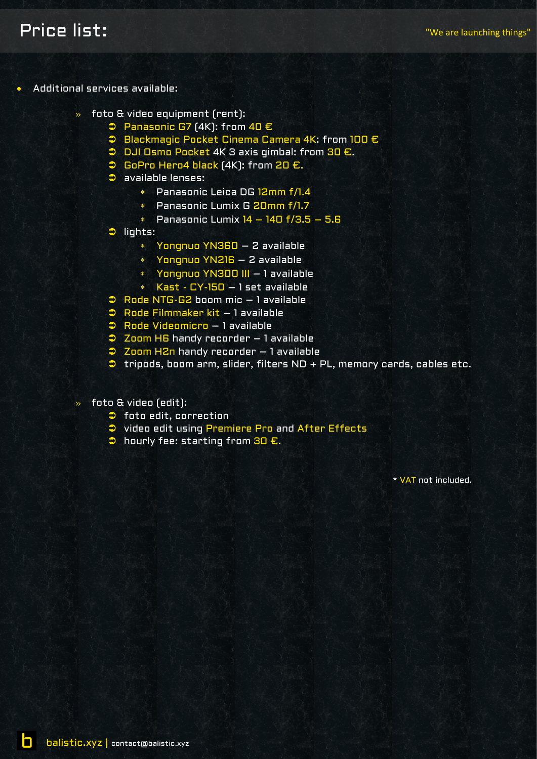# Price list:

"We are launching things"

- Additional services available:
  - foto & video equipment (rent):
    - Panasonic G7 (4K): from 40 €
    - Blackmagic Pocket Cinema Camera 4K: from 100 €
    - DJI Osmo Pocket 4K 3 axis gimbal: from 30 €.
    - GoPro Hero4 black (4K): from 20 €.
    - available lenses:
      - Panasonic Leica DG 12mm f/1.4
      - Panasonic Lumix G 20mm f/1.7
      - Panasonic Lumix 14 – 140 f/3.5 – 5.6
    - lights:
      - Yongnuo YN360 – 2 available
      - Yongnuo YN216 – 2 available
      - Yongnuo YN300 III – 1 available
      - Kast - CY-150 – 1 set available
    - Rode NTG-G2 boom mic – 1 available
    - Rode Filmmaker kit – 1 available
    - Rode Videomicro – 1 available
    - Zoom H6 handy recorder – 1 available
    - Zoom H2n handy recorder – 1 available
    - tripods, boom arm, slider, filters ND + PL, memory cards, cables etc.
  - foto & video (edit):
    - foto edit, correction
    - video edit using Premiere Pro and After Effects
    - hourly fee: starting from 30 €.

* VAT not included.

balistic.xyz | contact@balistic.xyz